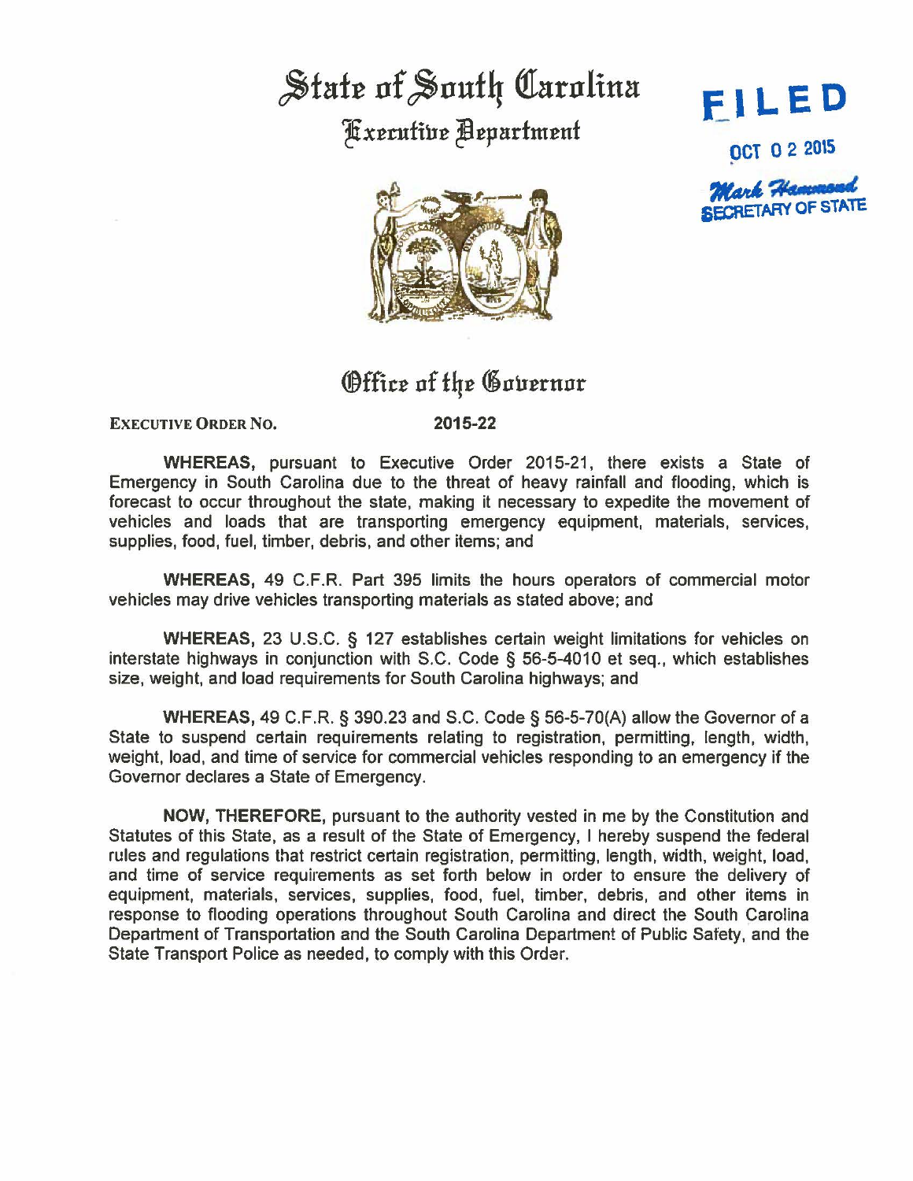# State of South Carolina

## Executive Department

**FILED**

OCT 0 2 2015

Mark Hammond
SECRETARY OF STATE

## Office of the Governor

EXECUTIVE ORDER NO. **2015-22**

**WHEREAS,** pursuant to Executive Order 2015-21, there exists a State of Emergency in South Carolina due to the threat of heavy rainfall and flooding, which is forecast to occur throughout the state, making it necessary to expedite the movement of vehicles and loads that are transporting emergency equipment, materials, services, supplies, food, fuel, timber, debris, and other items; and

**WHEREAS,** 49 C.F.R. Part 395 limits the hours operators of commercial motor vehicles may drive vehicles transporting materials as stated above; and

**WHEREAS,** 23 U.S.C. § 127 establishes certain weight limitations for vehicles on interstate highways in conjunction with S.C. Code § 56-5-4010 et seq., which establishes size, weight, and load requirements for South Carolina highways; and

**WHEREAS,** 49 C.F.R. § 390.23 and S.C. Code § 56-5-70(A) allow the Governor of a State to suspend certain requirements relating to registration, permitting, length, width, weight, load, and time of service for commercial vehicles responding to an emergency if the Governor declares a State of Emergency.

**NOW, THEREFORE,** pursuant to the authority vested in me by the Constitution and Statutes of this State, as a result of the State of Emergency, I hereby suspend the federal rules and regulations that restrict certain registration, permitting, length, width, weight, load, and time of service requirements as set forth below in order to ensure the delivery of equipment, materials, services, supplies, food, fuel, timber, debris, and other items in response to flooding operations throughout South Carolina and direct the South Carolina Department of Transportation and the South Carolina Department of Public Safety, and the State Transport Police as needed, to comply with this Order.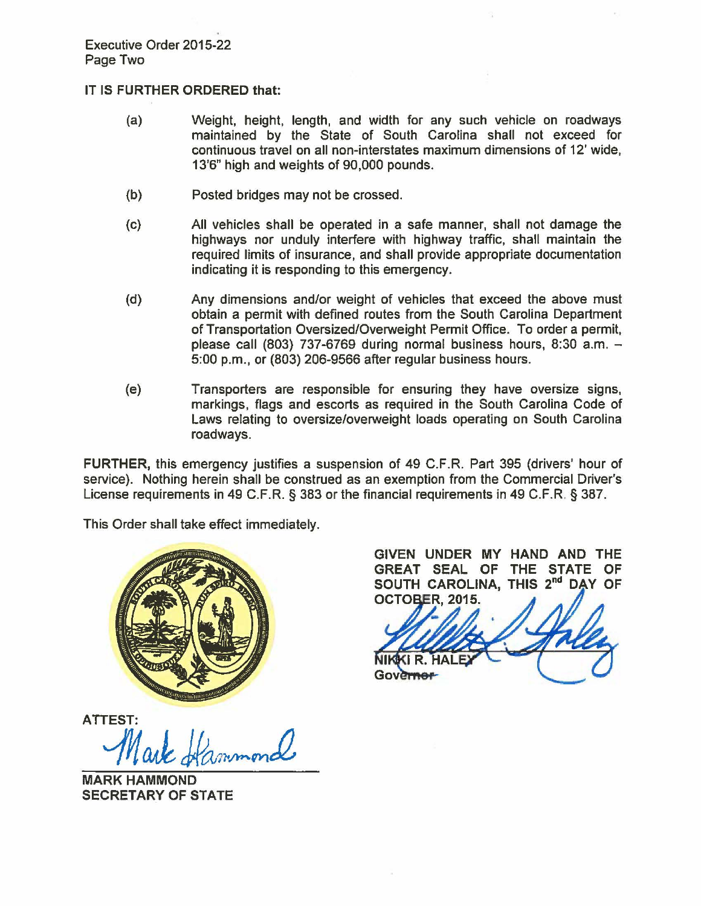Executive Order 2015-22
Page Two

**IT IS FURTHER ORDERED that:**

(a) Weight, height, length, and width for any such vehicle on roadways maintained by the State of South Carolina shall not exceed for continuous travel on all non-interstates maximum dimensions of 12' wide, 13'6" high and weights of 90,000 pounds.

(b) Posted bridges may not be crossed.

(c) All vehicles shall be operated in a safe manner, shall not damage the highways nor unduly interfere with highway traffic, shall maintain the required limits of insurance, and shall provide appropriate documentation indicating it is responding to this emergency.

(d) Any dimensions and/or weight of vehicles that exceed the above must obtain a permit with defined routes from the South Carolina Department of Transportation Oversized/Overweight Permit Office. To order a permit, please call (803) 737-6769 during normal business hours, 8:30 a.m. – 5:00 p.m., or (803) 206-9566 after regular business hours.

(e) Transporters are responsible for ensuring they have oversize signs, markings, flags and escorts as required in the South Carolina Code of Laws relating to oversize/overweight loads operating on South Carolina roadways.

**FURTHER,** this emergency justifies a suspension of 49 C.F.R. Part 395 (drivers' hour of service). Nothing herein shall be construed as an exemption from the Commercial Driver's License requirements in 49 C.F.R. § 383 or the financial requirements in 49 C.F.R. § 387.

This Order shall take effect immediately.

**GIVEN UNDER MY HAND AND THE GREAT SEAL OF THE STATE OF SOUTH CAROLINA, THIS 2nd DAY OF OCTOBER, 2015.**

**NIKKI R. HALEY**
**Governor**

**ATTEST:**

**MARK HAMMOND**
**SECRETARY OF STATE**